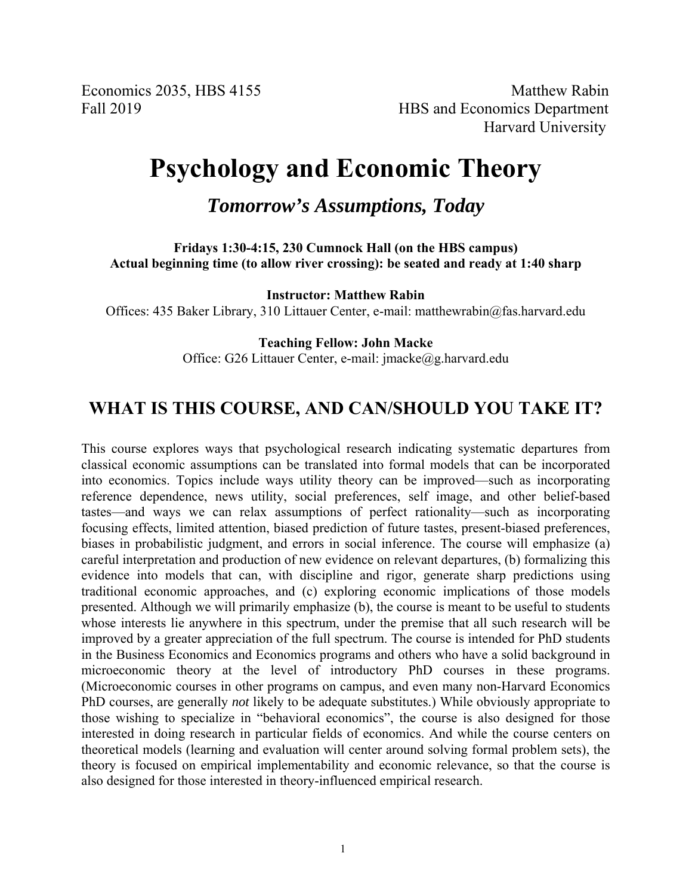Economics 2035, HBS 4155
Fall 2019

Matthew Rabin
HBS and Economics Department
Harvard University

# Psychology and Economic Theory

## *Tomorrow's Assumptions, Today*

**Fridays 1:30-4:15, 230 Cumnock Hall (on the HBS campus)**
**Actual beginning time (to allow river crossing): be seated and ready at 1:40 sharp**

**Instructor: Matthew Rabin**
Offices: 435 Baker Library, 310 Littauer Center, e-mail: matthewrabin@fas.harvard.edu

**Teaching Fellow: John Macke**
Office: G26 Littauer Center, e-mail: jmacke@g.harvard.edu

## WHAT IS THIS COURSE, AND CAN/SHOULD YOU TAKE IT?

This course explores ways that psychological research indicating systematic departures from classical economic assumptions can be translated into formal models that can be incorporated into economics. Topics include ways utility theory can be improved—such as incorporating reference dependence, news utility, social preferences, self image, and other belief-based tastes—and ways we can relax assumptions of perfect rationality—such as incorporating focusing effects, limited attention, biased prediction of future tastes, present-biased preferences, biases in probabilistic judgment, and errors in social inference. The course will emphasize (a) careful interpretation and production of new evidence on relevant departures, (b) formalizing this evidence into models that can, with discipline and rigor, generate sharp predictions using traditional economic approaches, and (c) exploring economic implications of those models presented. Although we will primarily emphasize (b), the course is meant to be useful to students whose interests lie anywhere in this spectrum, under the premise that all such research will be improved by a greater appreciation of the full spectrum. The course is intended for PhD students in the Business Economics and Economics programs and others who have a solid background in microeconomic theory at the level of introductory PhD courses in these programs. (Microeconomic courses in other programs on campus, and even many non-Harvard Economics PhD courses, are generally *not* likely to be adequate substitutes.) While obviously appropriate to those wishing to specialize in "behavioral economics", the course is also designed for those interested in doing research in particular fields of economics. And while the course centers on theoretical models (learning and evaluation will center around solving formal problem sets), the theory is focused on empirical implementability and economic relevance, so that the course is also designed for those interested in theory-influenced empirical research.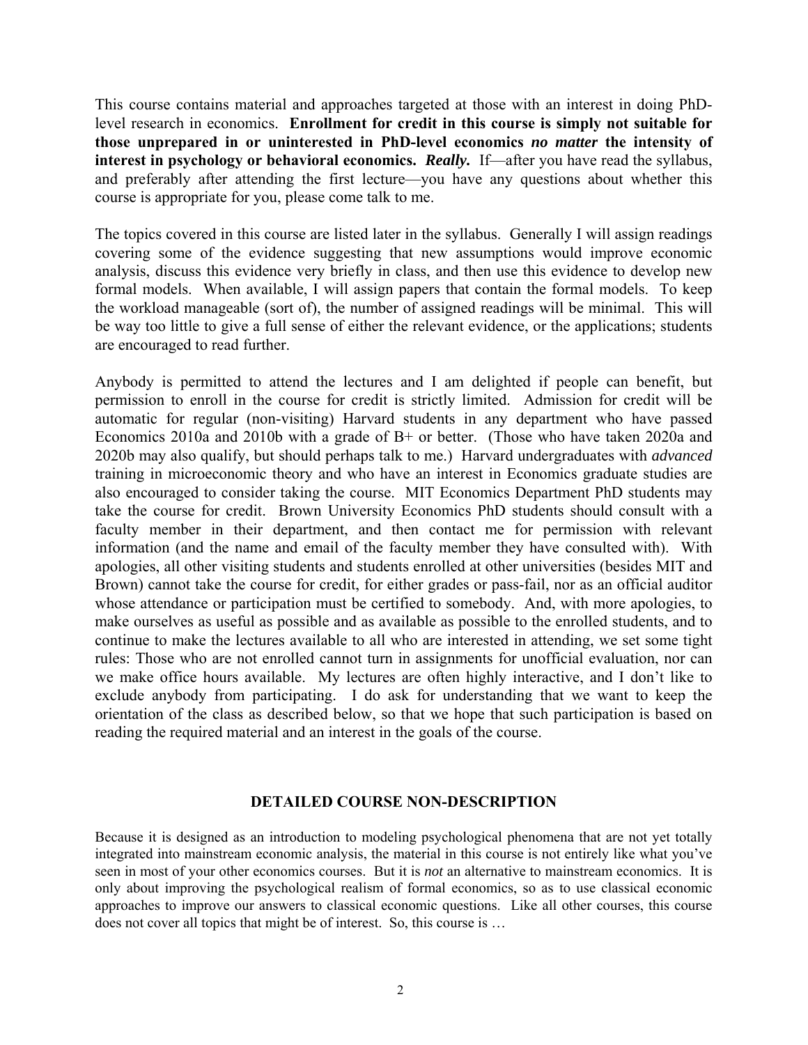This course contains material and approaches targeted at those with an interest in doing PhD-level research in economics. **Enrollment for credit in this course is simply not suitable for those unprepared in or uninterested in PhD-level economics *no matter* the intensity of interest in psychology or behavioral economics. *Really.*** If—after you have read the syllabus, and preferably after attending the first lecture—you have any questions about whether this course is appropriate for you, please come talk to me.

The topics covered in this course are listed later in the syllabus. Generally I will assign readings covering some of the evidence suggesting that new assumptions would improve economic analysis, discuss this evidence very briefly in class, and then use this evidence to develop new formal models. When available, I will assign papers that contain the formal models. To keep the workload manageable (sort of), the number of assigned readings will be minimal. This will be way too little to give a full sense of either the relevant evidence, or the applications; students are encouraged to read further.

Anybody is permitted to attend the lectures and I am delighted if people can benefit, but permission to enroll in the course for credit is strictly limited. Admission for credit will be automatic for regular (non-visiting) Harvard students in any department who have passed Economics 2010a and 2010b with a grade of B+ or better. (Those who have taken 2020a and 2020b may also qualify, but should perhaps talk to me.) Harvard undergraduates with *advanced* training in microeconomic theory and who have an interest in Economics graduate studies are also encouraged to consider taking the course. MIT Economics Department PhD students may take the course for credit. Brown University Economics PhD students should consult with a faculty member in their department, and then contact me for permission with relevant information (and the name and email of the faculty member they have consulted with). With apologies, all other visiting students and students enrolled at other universities (besides MIT and Brown) cannot take the course for credit, for either grades or pass-fail, nor as an official auditor whose attendance or participation must be certified to somebody. And, with more apologies, to make ourselves as useful as possible and as available as possible to the enrolled students, and to continue to make the lectures available to all who are interested in attending, we set some tight rules: Those who are not enrolled cannot turn in assignments for unofficial evaluation, nor can we make office hours available. My lectures are often highly interactive, and I don't like to exclude anybody from participating. I do ask for understanding that we want to keep the orientation of the class as described below, so that we hope that such participation is based on reading the required material and an interest in the goals of the course.

## DETAILED COURSE NON-DESCRIPTION

Because it is designed as an introduction to modeling psychological phenomena that are not yet totally integrated into mainstream economic analysis, the material in this course is not entirely like what you've seen in most of your other economics courses. But it is *not* an alternative to mainstream economics. It is only about improving the psychological realism of formal economics, so as to use classical economic approaches to improve our answers to classical economic questions. Like all other courses, this course does not cover all topics that might be of interest. So, this course is …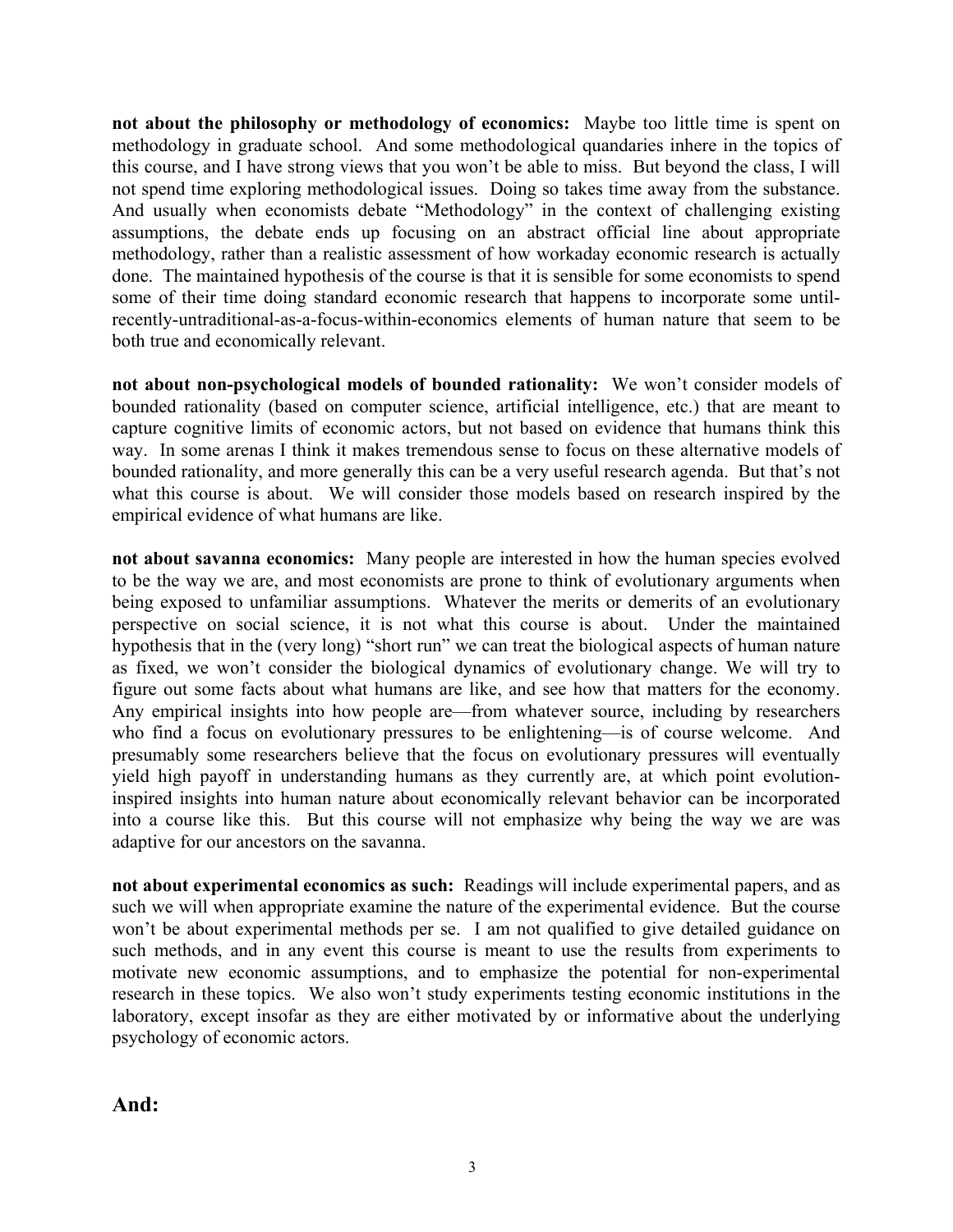**not about the philosophy or methodology of economics:** Maybe too little time is spent on methodology in graduate school. And some methodological quandaries inhere in the topics of this course, and I have strong views that you won't be able to miss. But beyond the class, I will not spend time exploring methodological issues. Doing so takes time away from the substance. And usually when economists debate "Methodology" in the context of challenging existing assumptions, the debate ends up focusing on an abstract official line about appropriate methodology, rather than a realistic assessment of how workaday economic research is actually done. The maintained hypothesis of the course is that it is sensible for some economists to spend some of their time doing standard economic research that happens to incorporate some until-recently-untraditional-as-a-focus-within-economics elements of human nature that seem to be both true and economically relevant.

**not about non-psychological models of bounded rationality:** We won't consider models of bounded rationality (based on computer science, artificial intelligence, etc.) that are meant to capture cognitive limits of economic actors, but not based on evidence that humans think this way. In some arenas I think it makes tremendous sense to focus on these alternative models of bounded rationality, and more generally this can be a very useful research agenda. But that's not what this course is about. We will consider those models based on research inspired by the empirical evidence of what humans are like.

**not about savanna economics:** Many people are interested in how the human species evolved to be the way we are, and most economists are prone to think of evolutionary arguments when being exposed to unfamiliar assumptions. Whatever the merits or demerits of an evolutionary perspective on social science, it is not what this course is about. Under the maintained hypothesis that in the (very long) "short run" we can treat the biological aspects of human nature as fixed, we won't consider the biological dynamics of evolutionary change. We will try to figure out some facts about what humans are like, and see how that matters for the economy. Any empirical insights into how people are—from whatever source, including by researchers who find a focus on evolutionary pressures to be enlightening—is of course welcome. And presumably some researchers believe that the focus on evolutionary pressures will eventually yield high payoff in understanding humans as they currently are, at which point evolution-inspired insights into human nature about economically relevant behavior can be incorporated into a course like this. But this course will not emphasize why being the way we are was adaptive for our ancestors on the savanna.

**not about experimental economics as such:** Readings will include experimental papers, and as such we will when appropriate examine the nature of the experimental evidence. But the course won't be about experimental methods per se. I am not qualified to give detailed guidance on such methods, and in any event this course is meant to use the results from experiments to motivate new economic assumptions, and to emphasize the potential for non-experimental research in these topics. We also won't study experiments testing economic institutions in the laboratory, except insofar as they are either motivated by or informative about the underlying psychology of economic actors.

## And: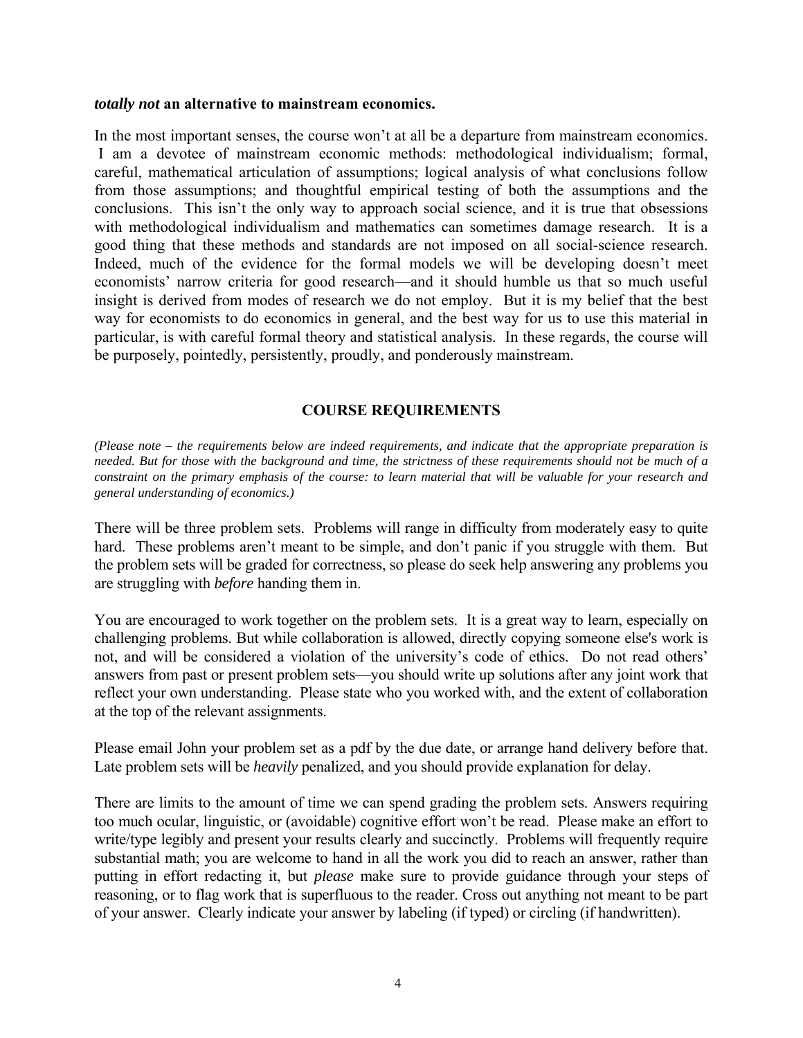***totally not* an alternative to mainstream economics.**

In the most important senses, the course won't at all be a departure from mainstream economics. I am a devotee of mainstream economic methods: methodological individualism; formal, careful, mathematical articulation of assumptions; logical analysis of what conclusions follow from those assumptions; and thoughtful empirical testing of both the assumptions and the conclusions. This isn't the only way to approach social science, and it is true that obsessions with methodological individualism and mathematics can sometimes damage research. It is a good thing that these methods and standards are not imposed on all social-science research. Indeed, much of the evidence for the formal models we will be developing doesn't meet economists' narrow criteria for good research—and it should humble us that so much useful insight is derived from modes of research we do not employ. But it is my belief that the best way for economists to do economics in general, and the best way for us to use this material in particular, is with careful formal theory and statistical analysis. In these regards, the course will be purposely, pointedly, persistently, proudly, and ponderously mainstream.

## COURSE REQUIREMENTS

*(Please note – the requirements below are indeed requirements, and indicate that the appropriate preparation is needed. But for those with the background and time, the strictness of these requirements should not be much of a constraint on the primary emphasis of the course: to learn material that will be valuable for your research and general understanding of economics.)*

There will be three problem sets. Problems will range in difficulty from moderately easy to quite hard. These problems aren't meant to be simple, and don't panic if you struggle with them. But the problem sets will be graded for correctness, so please do seek help answering any problems you are struggling with *before* handing them in.

You are encouraged to work together on the problem sets. It is a great way to learn, especially on challenging problems. But while collaboration is allowed, directly copying someone else's work is not, and will be considered a violation of the university's code of ethics. Do not read others' answers from past or present problem sets—you should write up solutions after any joint work that reflect your own understanding. Please state who you worked with, and the extent of collaboration at the top of the relevant assignments.

Please email John your problem set as a pdf by the due date, or arrange hand delivery before that. Late problem sets will be *heavily* penalized, and you should provide explanation for delay.

There are limits to the amount of time we can spend grading the problem sets. Answers requiring too much ocular, linguistic, or (avoidable) cognitive effort won't be read. Please make an effort to write/type legibly and present your results clearly and succinctly. Problems will frequently require substantial math; you are welcome to hand in all the work you did to reach an answer, rather than putting in effort redacting it, but *please* make sure to provide guidance through your steps of reasoning, or to flag work that is superfluous to the reader. Cross out anything not meant to be part of your answer. Clearly indicate your answer by labeling (if typed) or circling (if handwritten).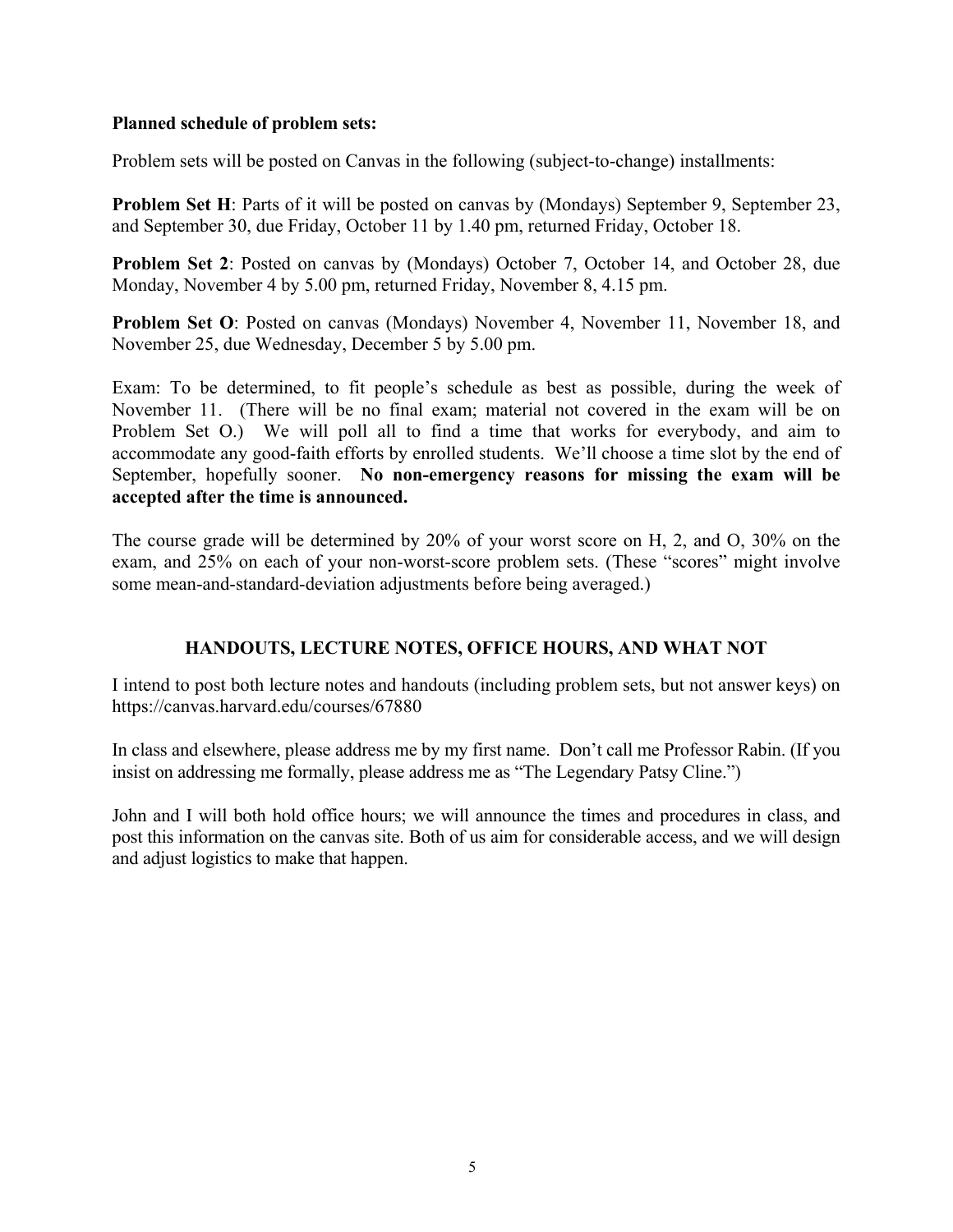**Planned schedule of problem sets:**

Problem sets will be posted on Canvas in the following (subject-to-change) installments:

**Problem Set H**: Parts of it will be posted on canvas by (Mondays) September 9, September 23, and September 30, due Friday, October 11 by 1.40 pm, returned Friday, October 18.

**Problem Set 2**: Posted on canvas by (Mondays) October 7, October 14, and October 28, due Monday, November 4 by 5.00 pm, returned Friday, November 8, 4.15 pm.

**Problem Set O**: Posted on canvas (Mondays) November 4, November 11, November 18, and November 25, due Wednesday, December 5 by 5.00 pm.

Exam: To be determined, to fit people's schedule as best as possible, during the week of November 11. (There will be no final exam; material not covered in the exam will be on Problem Set O.) We will poll all to find a time that works for everybody, and aim to accommodate any good-faith efforts by enrolled students. We'll choose a time slot by the end of September, hopefully sooner. **No non-emergency reasons for missing the exam will be accepted after the time is announced.**

The course grade will be determined by 20% of your worst score on H, 2, and O, 30% on the exam, and 25% on each of your non-worst-score problem sets. (These "scores" might involve some mean-and-standard-deviation adjustments before being averaged.)

## HANDOUTS, LECTURE NOTES, OFFICE HOURS, AND WHAT NOT

I intend to post both lecture notes and handouts (including problem sets, but not answer keys) on https://canvas.harvard.edu/courses/67880

In class and elsewhere, please address me by my first name. Don't call me Professor Rabin. (If you insist on addressing me formally, please address me as "The Legendary Patsy Cline.")

John and I will both hold office hours; we will announce the times and procedures in class, and post this information on the canvas site. Both of us aim for considerable access, and we will design and adjust logistics to make that happen.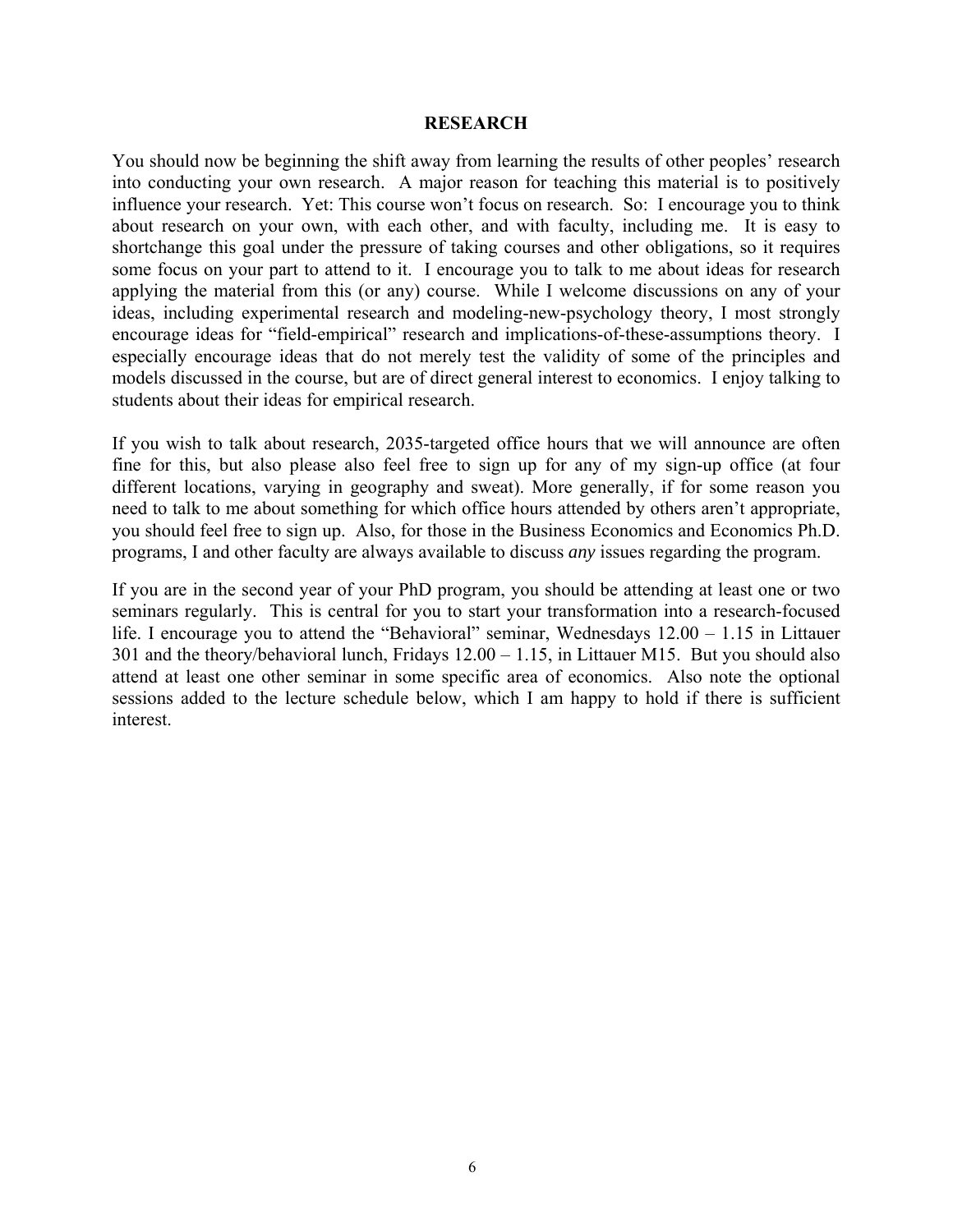## RESEARCH

You should now be beginning the shift away from learning the results of other peoples' research into conducting your own research. A major reason for teaching this material is to positively influence your research. Yet: This course won't focus on research. So: I encourage you to think about research on your own, with each other, and with faculty, including me. It is easy to shortchange this goal under the pressure of taking courses and other obligations, so it requires some focus on your part to attend to it. I encourage you to talk to me about ideas for research applying the material from this (or any) course. While I welcome discussions on any of your ideas, including experimental research and modeling-new-psychology theory, I most strongly encourage ideas for "field-empirical" research and implications-of-these-assumptions theory. I especially encourage ideas that do not merely test the validity of some of the principles and models discussed in the course, but are of direct general interest to economics. I enjoy talking to students about their ideas for empirical research.

If you wish to talk about research, 2035-targeted office hours that we will announce are often fine for this, but also please also feel free to sign up for any of my sign-up office (at four different locations, varying in geography and sweat). More generally, if for some reason you need to talk to me about something for which office hours attended by others aren't appropriate, you should feel free to sign up. Also, for those in the Business Economics and Economics Ph.D. programs, I and other faculty are always available to discuss *any* issues regarding the program.

If you are in the second year of your PhD program, you should be attending at least one or two seminars regularly. This is central for you to start your transformation into a research-focused life. I encourage you to attend the "Behavioral" seminar, Wednesdays 12.00 – 1.15 in Littauer 301 and the theory/behavioral lunch, Fridays 12.00 – 1.15, in Littauer M15. But you should also attend at least one other seminar in some specific area of economics. Also note the optional sessions added to the lecture schedule below, which I am happy to hold if there is sufficient interest.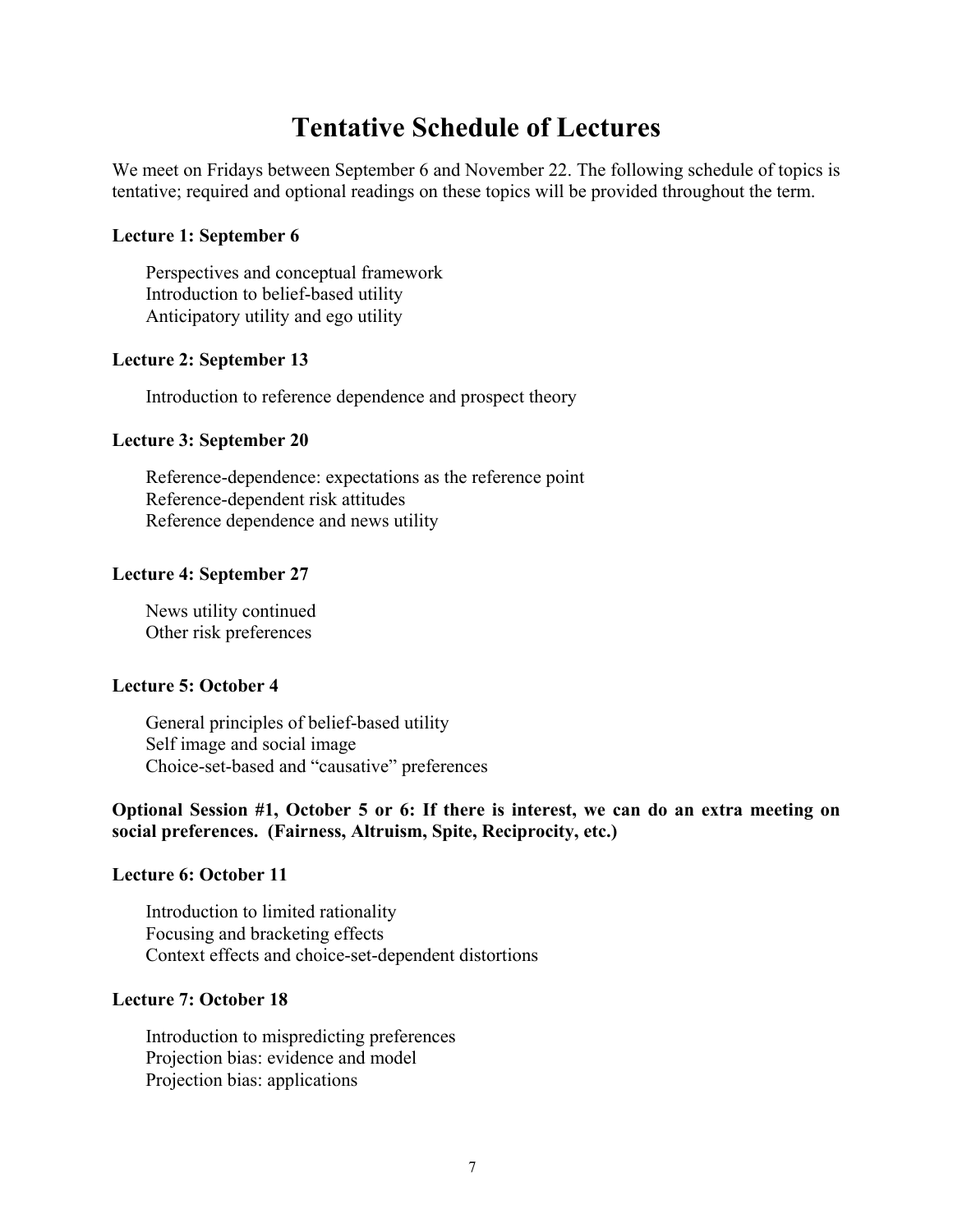# Tentative Schedule of Lectures

We meet on Fridays between September 6 and November 22. The following schedule of topics is tentative; required and optional readings on these topics will be provided throughout the term.

**Lecture 1: September 6**

Perspectives and conceptual framework
Introduction to belief-based utility
Anticipatory utility and ego utility

**Lecture 2: September 13**

Introduction to reference dependence and prospect theory

**Lecture 3: September 20**

Reference-dependence: expectations as the reference point
Reference-dependent risk attitudes
Reference dependence and news utility

**Lecture 4: September 27**

News utility continued
Other risk preferences

**Lecture 5: October 4**

General principles of belief-based utility
Self image and social image
Choice-set-based and "causative" preferences

**Optional Session #1, October 5 or 6: If there is interest, we can do an extra meeting on social preferences. (Fairness, Altruism, Spite, Reciprocity, etc.)**

**Lecture 6: October 11**

Introduction to limited rationality
Focusing and bracketing effects
Context effects and choice-set-dependent distortions

**Lecture 7: October 18**

Introduction to mispredicting preferences
Projection bias: evidence and model
Projection bias: applications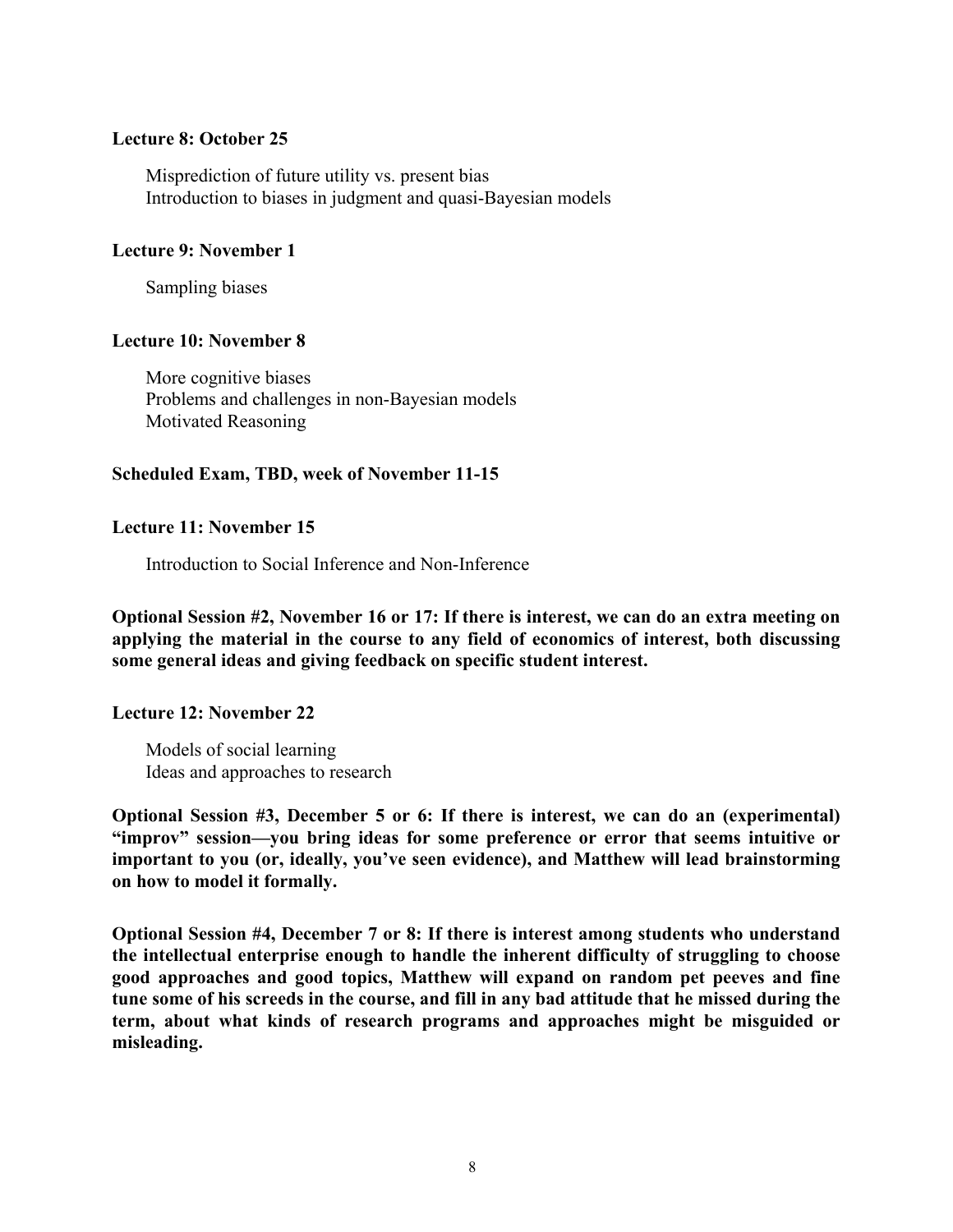**Lecture 8: October 25**

Misprediction of future utility vs. present bias
Introduction to biases in judgment and quasi-Bayesian models

**Lecture 9: November 1**

Sampling biases

**Lecture 10: November 8**

More cognitive biases
Problems and challenges in non-Bayesian models
Motivated Reasoning

**Scheduled Exam, TBD, week of November 11-15**

**Lecture 11: November 15**

Introduction to Social Inference and Non-Inference

**Optional Session #2, November 16 or 17: If there is interest, we can do an extra meeting on applying the material in the course to any field of economics of interest, both discussing some general ideas and giving feedback on specific student interest.**

**Lecture 12: November 22**

Models of social learning
Ideas and approaches to research

**Optional Session #3, December 5 or 6: If there is interest, we can do an (experimental) "improv" session—you bring ideas for some preference or error that seems intuitive or important to you (or, ideally, you've seen evidence), and Matthew will lead brainstorming on how to model it formally.**

**Optional Session #4, December 7 or 8: If there is interest among students who understand the intellectual enterprise enough to handle the inherent difficulty of struggling to choose good approaches and good topics, Matthew will expand on random pet peeves and fine tune some of his screeds in the course, and fill in any bad attitude that he missed during the term, about what kinds of research programs and approaches might be misguided or misleading.**